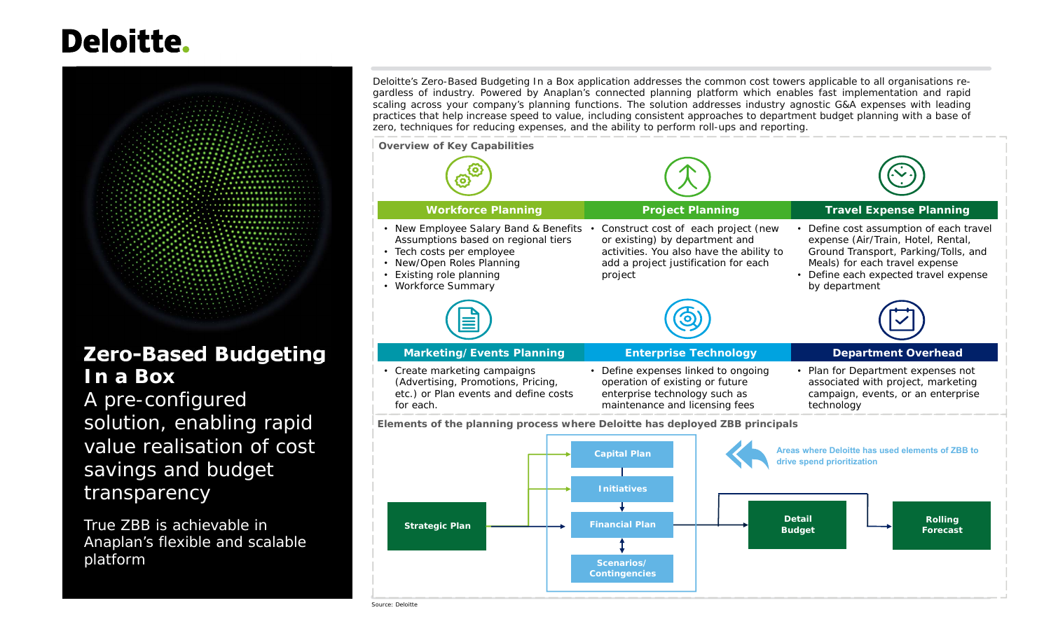# Deloitte.

## Zero-Based Budgeting In a Box

A pre-configured solution, enabling rapid value realisation of cost savings and budget transparency

True ZBB is achievable in Anaplan's flexible and scalable platform

Deloitte's Zero-Based Budgeting In a Box application addresses the common cost towers applicable to all organisations regardless of industry. Powered by Anaplan's connected planning platform which enables fast implementation and rapid scaling across your company's planning functions. The solution addresses industry agnostic G&A expenses with leading practices that help increase speed to value, including consistent approaches to department budget planning with a base of zero, techniques for reducing expenses, and the ability to perform roll-ups and reporting.

### Overview of Key Capabilities

**Workforce Planning**

- New Employee Salary Band & Benefits Assumptions based on regional tiers
- Tech costs per employee
- New/Open Roles Planning
- Existing role planning
- Workforce Summary

**Project Planning**

- Construct cost of each project (new or existing) by department and activities. You also have the ability to add a project justification for each project

**Travel Expense Planning**

- Define cost assumption of each travel expense (Air/Train, Hotel, Rental, Ground Transport, Parking/Tolls, and Meals) for each travel expense
- Define each expected travel expense by department

**Marketing/Events Planning**

- Create marketing campaigns (Advertising, Promotions, Pricing, etc.) or Plan events and define costs for each.

**Enterprise Technology**

- Define expenses linked to ongoing operation of existing or future enterprise technology such as maintenance and licensing fees

**Department Overhead**

- Plan for Department expenses not associated with project, marketing campaign, events, or an enterprise technology

### Elements of the planning process where Deloitte has deployed ZBB principals

Strategic Plan → Capital Plan / Initiatives / Financial Plan / Scenarios/ Contingencies → Detail Budget → Rolling Forecast

Areas where Deloitte has used elements of ZBB to drive spend prioritization

Source: Deloitte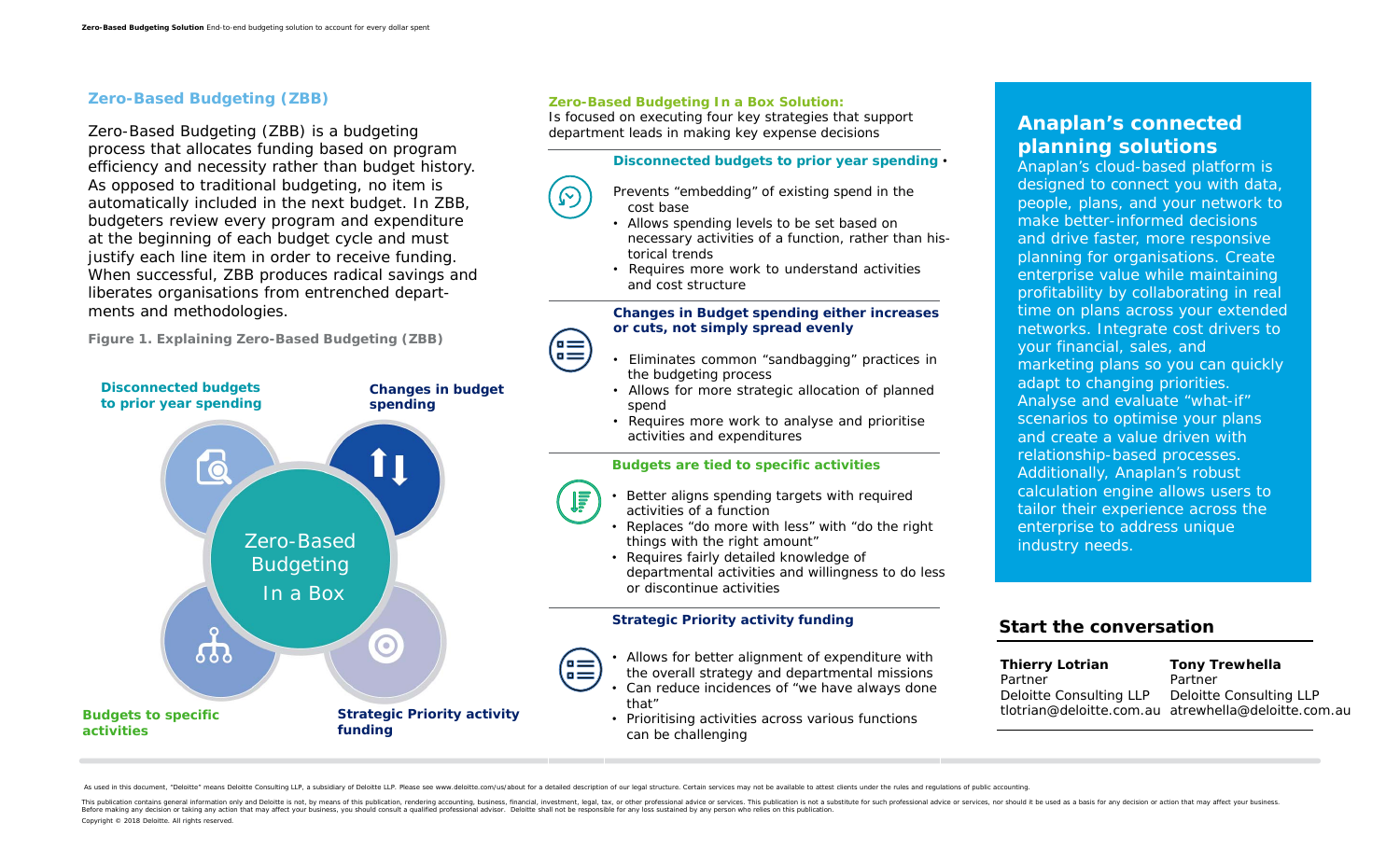## Zero-Based Budgeting (ZBB)

Zero-Based Budgeting (ZBB) is a budgeting process that allocates funding based on program efficiency and necessity rather than budget history. As opposed to traditional budgeting, no item is automatically included in the next budget. In ZBB, budgeters review every program and expenditure at the beginning of each budget cycle and must justify each line item in order to receive funding. When successful, ZBB produces radical savings and liberates organisations from entrenched departments and methodologies.

**Figure 1. Explaining Zero-Based Budgeting (ZBB)**

Disconnected budgets to prior year spending

Changes in budget spending

Zero-Based Budgeting In a Box

Budgets to specific activities

Strategic Priority activity funding

## Zero-Based Budgeting In a Box Solution:

Is focused on executing four key strategies that support department leads in making key expense decisions

### Disconnected budgets to prior year spending

- Prevents "embedding" of existing spend in the cost base
- Allows spending levels to be set based on necessary activities of a function, rather than historical trends
- Requires more work to understand activities and cost structure

### Changes in Budget spending either increases or cuts, not simply spread evenly

- Eliminates common "sandbagging" practices in the budgeting process
- Allows for more strategic allocation of planned spend
- Requires more work to analyse and prioritise activities and expenditures

### Budgets are tied to specific activities

- Better aligns spending targets with required activities of a function
- Replaces "do more with less" with "do the right things with the right amount"
- Requires fairly detailed knowledge of departmental activities and willingness to do less or discontinue activities

### Strategic Priority activity funding

- Allows for better alignment of expenditure with the overall strategy and departmental missions
- Can reduce incidences of "we have always done that"
- Prioritising activities across various functions can be challenging

## Anaplan's connected planning solutions

Anaplan's cloud-based platform is designed to connect you with data, people, plans, and your network to make better-informed decisions and drive faster, more responsive planning for organisations. Create enterprise value while maintaining profitability by collaborating in real time on plans across your extended networks. Integrate cost drivers to your financial, sales, and marketing plans so you can quickly adapt to changing priorities. Analyse and evaluate "what-if" scenarios to optimise your plans and create a value driven with relationship-based processes. Additionally, Anaplan's robust calculation engine allows users to tailor their experience across the enterprise to address unique industry needs.

## Start the conversation

| | |
|---|---|
| **Thierry Lotrian** | **Tony Trewhella** |
| Partner | Partner |
| Deloitte Consulting LLP | Deloitte Consulting LLP |
| tlotrian@deloitte.com.au | atrewhella@deloitte.com.au |

As used in this document, "Deloitte" means Deloitte Consulting LLP, a subsidiary of Deloitte LLP. Please see www.deloitte.com/us/about for a detailed description of our legal structure. Certain services may not be available to attest clients under the rules and regulations of public accounting.

This publication contains general information only and Deloitte is not, by means of this publication, rendering accounting, business, financial, investment, legal, tax, or other professional advice or services. This publication is not a substitute for such professional advice or services, nor should it be used as a basis for any decision or action that may affect your business. Before making any decision or taking any action that may affect your business, you should consult a qualified professional advisor. Deloitte shall not be responsible for any loss sustained by any person who relies on this publication.

Copyright © 2018 Deloitte. All rights reserved.